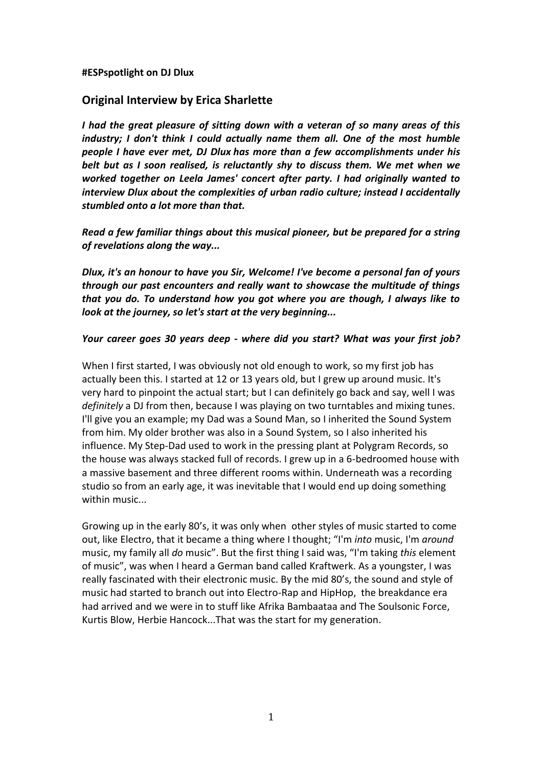**#ESPspotlight on DJ Dlux**

## Original Interview by Erica Sharlette

***I had the great pleasure of sitting down with a veteran of so many areas of this industry; I don't think I could actually name them all. One of the most humble people I have ever met, DJ Dlux has more than a few accomplishments under his belt but as I soon realised, is reluctantly shy to discuss them. We met when we worked together on Leela James' concert after party. I had originally wanted to interview Dlux about the complexities of urban radio culture; instead I accidentally stumbled onto a lot more than that.***

***Read a few familiar things about this musical pioneer, but be prepared for a string of revelations along the way...***

***Dlux, it's an honour to have you Sir, Welcome! I've become a personal fan of yours through our past encounters and really want to showcase the multitude of things that you do. To understand how you got where you are though, I always like to look at the journey, so let's start at the very beginning...***

***Your career goes 30 years deep - where did you start? What was your first job?***

When I first started, I was obviously not old enough to work, so my first job has actually been this. I started at 12 or 13 years old, but I grew up around music. It's very hard to pinpoint the actual start; but I can definitely go back and say, well I was *definitely* a DJ from then, because I was playing on two turntables and mixing tunes. I'll give you an example; my Dad was a Sound Man, so I inherited the Sound System from him. My older brother was also in a Sound System, so I also inherited his influence. My Step-Dad used to work in the pressing plant at Polygram Records, so the house was always stacked full of records. I grew up in a 6-bedroomed house with a massive basement and three different rooms within. Underneath was a recording studio so from an early age, it was inevitable that I would end up doing something within music...

Growing up in the early 80's, it was only when other styles of music started to come out, like Electro, that it became a thing where I thought; "I'm *into* music, I'm *around* music, my family all *do* music". But the first thing I said was, "I'm taking *this* element of music", was when I heard a German band called Kraftwerk. As a youngster, I was really fascinated with their electronic music. By the mid 80's, the sound and style of music had started to branch out into Electro-Rap and HipHop, the breakdance era had arrived and we were in to stuff like Afrika Bambaataa and The Soulsonic Force, Kurtis Blow, Herbie Hancock...That was the start for my generation.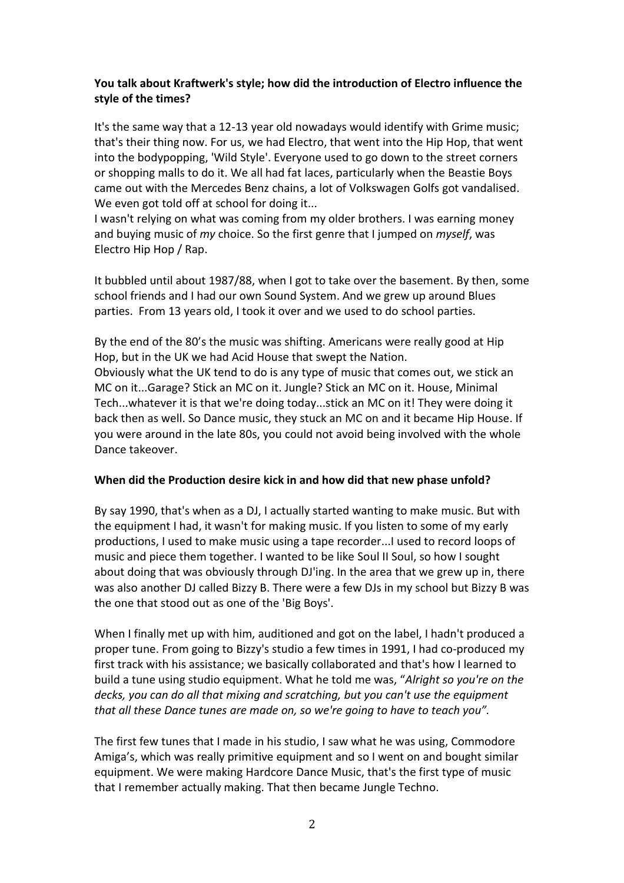**You talk about Kraftwerk's style; how did the introduction of Electro influence the style of the times?**

It's the same way that a 12-13 year old nowadays would identify with Grime music; that's their thing now. For us, we had Electro, that went into the Hip Hop, that went into the bodypopping, 'Wild Style'. Everyone used to go down to the street corners or shopping malls to do it. We all had fat laces, particularly when the Beastie Boys came out with the Mercedes Benz chains, a lot of Volkswagen Golfs got vandalised. We even got told off at school for doing it...
I wasn't relying on what was coming from my older brothers. I was earning money and buying music of *my* choice. So the first genre that I jumped on *myself*, was Electro Hip Hop / Rap.

It bubbled until about 1987/88, when I got to take over the basement. By then, some school friends and I had our own Sound System. And we grew up around Blues parties. From 13 years old, I took it over and we used to do school parties.

By the end of the 80's the music was shifting. Americans were really good at Hip Hop, but in the UK we had Acid House that swept the Nation.
Obviously what the UK tend to do is any type of music that comes out, we stick an MC on it...Garage? Stick an MC on it. Jungle? Stick an MC on it. House, Minimal Tech...whatever it is that we're doing today...stick an MC on it! They were doing it back then as well. So Dance music, they stuck an MC on and it became Hip House. If you were around in the late 80s, you could not avoid being involved with the whole Dance takeover.

**When did the Production desire kick in and how did that new phase unfold?**

By say 1990, that's when as a DJ, I actually started wanting to make music. But with the equipment I had, it wasn't for making music. If you listen to some of my early productions, I used to make music using a tape recorder...I used to record loops of music and piece them together. I wanted to be like Soul II Soul, so how I sought about doing that was obviously through DJ'ing. In the area that we grew up in, there was also another DJ called Bizzy B. There were a few DJs in my school but Bizzy B was the one that stood out as one of the 'Big Boys'.

When I finally met up with him, auditioned and got on the label, I hadn't produced a proper tune. From going to Bizzy's studio a few times in 1991, I had co-produced my first track with his assistance; we basically collaborated and that's how I learned to build a tune using studio equipment. What he told me was, "*Alright so you're on the decks, you can do all that mixing and scratching, but you can't use the equipment that all these Dance tunes are made on, so we're going to have to teach you".*

The first few tunes that I made in his studio, I saw what he was using, Commodore Amiga's, which was really primitive equipment and so I went on and bought similar equipment. We were making Hardcore Dance Music, that's the first type of music that I remember actually making. That then became Jungle Techno.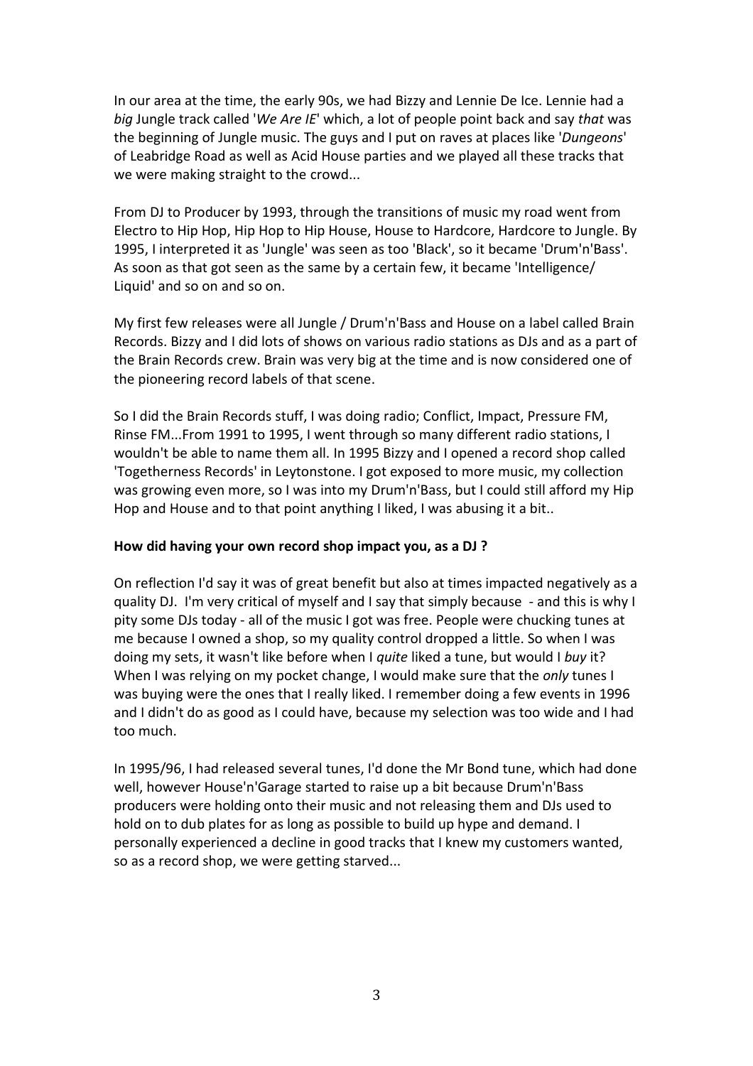In our area at the time, the early 90s, we had Bizzy and Lennie De Ice. Lennie had a *big* Jungle track called '*We Are IE*' which, a lot of people point back and say *that* was the beginning of Jungle music. The guys and I put on raves at places like '*Dungeons*' of Leabridge Road as well as Acid House parties and we played all these tracks that we were making straight to the crowd...

From DJ to Producer by 1993, through the transitions of music my road went from Electro to Hip Hop, Hip Hop to Hip House, House to Hardcore, Hardcore to Jungle. By 1995, I interpreted it as 'Jungle' was seen as too 'Black', so it became 'Drum'n'Bass'. As soon as that got seen as the same by a certain few, it became 'Intelligence/ Liquid' and so on and so on.

My first few releases were all Jungle / Drum'n'Bass and House on a label called Brain Records. Bizzy and I did lots of shows on various radio stations as DJs and as a part of the Brain Records crew. Brain was very big at the time and is now considered one of the pioneering record labels of that scene.

So I did the Brain Records stuff, I was doing radio; Conflict, Impact, Pressure FM, Rinse FM...From 1991 to 1995, I went through so many different radio stations, I wouldn't be able to name them all. In 1995 Bizzy and I opened a record shop called 'Togetherness Records' in Leytonstone. I got exposed to more music, my collection was growing even more, so I was into my Drum'n'Bass, but I could still afford my Hip Hop and House and to that point anything I liked, I was abusing it a bit..

**How did having your own record shop impact you, as a DJ ?**

On reflection I'd say it was of great benefit but also at times impacted negatively as a quality DJ. I'm very critical of myself and I say that simply because - and this is why I pity some DJs today - all of the music I got was free. People were chucking tunes at me because I owned a shop, so my quality control dropped a little. So when I was doing my sets, it wasn't like before when I *quite* liked a tune, but would I *buy* it? When I was relying on my pocket change, I would make sure that the *only* tunes I was buying were the ones that I really liked. I remember doing a few events in 1996 and I didn't do as good as I could have, because my selection was too wide and I had too much.

In 1995/96, I had released several tunes, I'd done the Mr Bond tune, which had done well, however House'n'Garage started to raise up a bit because Drum'n'Bass producers were holding onto their music and not releasing them and DJs used to hold on to dub plates for as long as possible to build up hype and demand. I personally experienced a decline in good tracks that I knew my customers wanted, so as a record shop, we were getting starved...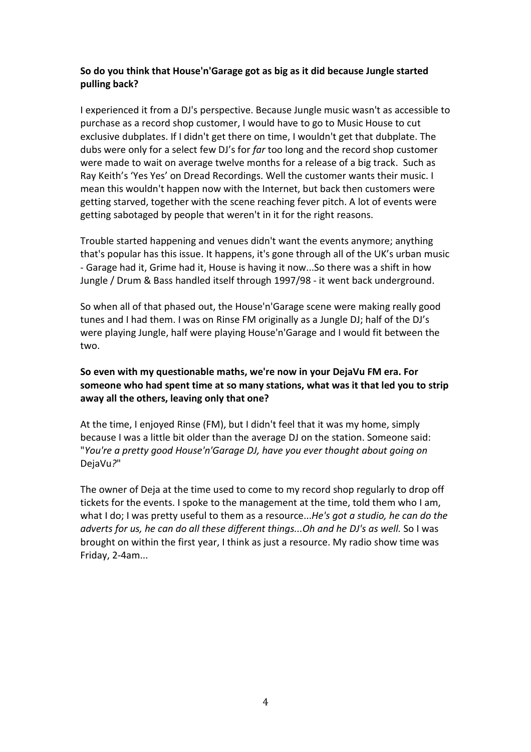**So do you think that House'n'Garage got as big as it did because Jungle started pulling back?**

I experienced it from a DJ's perspective. Because Jungle music wasn't as accessible to purchase as a record shop customer, I would have to go to Music House to cut exclusive dubplates. If I didn't get there on time, I wouldn't get that dubplate. The dubs were only for a select few DJ's for *far* too long and the record shop customer were made to wait on average twelve months for a release of a big track. Such as Ray Keith's 'Yes Yes' on Dread Recordings. Well the customer wants their music. I mean this wouldn't happen now with the Internet, but back then customers were getting starved, together with the scene reaching fever pitch. A lot of events were getting sabotaged by people that weren't in it for the right reasons.

Trouble started happening and venues didn't want the events anymore; anything that's popular has this issue. It happens, it's gone through all of the UK's urban music - Garage had it, Grime had it, House is having it now...So there was a shift in how Jungle / Drum & Bass handled itself through 1997/98 - it went back underground.

So when all of that phased out, the House'n'Garage scene were making really good tunes and I had them. I was on Rinse FM originally as a Jungle DJ; half of the DJ's were playing Jungle, half were playing House'n'Garage and I would fit between the two.

**So even with my questionable maths, we're now in your DejaVu FM era. For someone who had spent time at so many stations, what was it that led you to strip away all the others, leaving only that one?**

At the time, I enjoyed Rinse (FM), but I didn't feel that it was my home, simply because I was a little bit older than the average DJ on the station. Someone said: "*You're a pretty good House'n'Garage DJ, have you ever thought about going on* DejaVu*?*"

The owner of Deja at the time used to come to my record shop regularly to drop off tickets for the events. I spoke to the management at the time, told them who I am, what I do; I was pretty useful to them as a resource...*He's got a studio, he can do the adverts for us, he can do all these different things...Oh and he DJ's as well.* So I was brought on within the first year, I think as just a resource. My radio show time was Friday, 2-4am...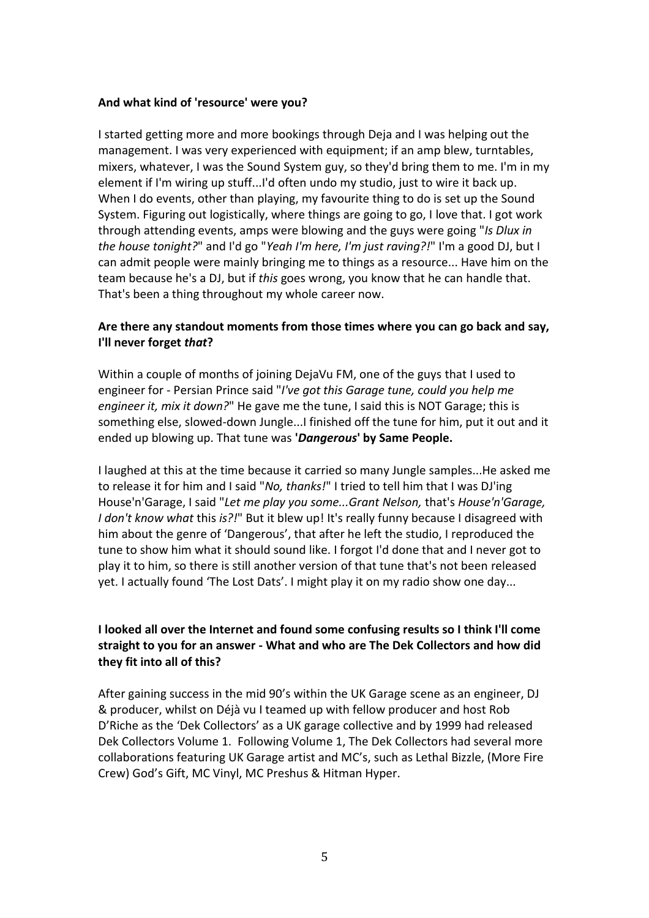**And what kind of 'resource' were you?**

I started getting more and more bookings through Deja and I was helping out the management. I was very experienced with equipment; if an amp blew, turntables, mixers, whatever, I was the Sound System guy, so they'd bring them to me. I'm in my element if I'm wiring up stuff...I'd often undo my studio, just to wire it back up. When I do events, other than playing, my favourite thing to do is set up the Sound System. Figuring out logistically, where things are going to go, I love that. I got work through attending events, amps were blowing and the guys were going "*Is Dlux in the house tonight?*" and I'd go "*Yeah I'm here, I'm just raving?!*" I'm a good DJ, but I can admit people were mainly bringing me to things as a resource... Have him on the team because he's a DJ, but if *this* goes wrong, you know that he can handle that. That's been a thing throughout my whole career now.

**Are there any standout moments from those times where you can go back and say, I'll never forget *that*?**

Within a couple of months of joining DejaVu FM, one of the guys that I used to engineer for - Persian Prince said "*I've got this Garage tune, could you help me engineer it, mix it down?*" He gave me the tune, I said this is NOT Garage; this is something else, slowed-down Jungle...I finished off the tune for him, put it out and it ended up blowing up. That tune was **'*Dangerous*' by Same People.**

I laughed at this at the time because it carried so many Jungle samples...He asked me to release it for him and I said "*No, thanks!*" I tried to tell him that I was DJ'ing House'n'Garage, I said "*Let me play you some...Grant Nelson,* that's *House'n'Garage, I don't know what* this *is?!*" But it blew up! It's really funny because I disagreed with him about the genre of 'Dangerous', that after he left the studio, I reproduced the tune to show him what it should sound like. I forgot I'd done that and I never got to play it to him, so there is still another version of that tune that's not been released yet. I actually found 'The Lost Dats'. I might play it on my radio show one day...

**I looked all over the Internet and found some confusing results so I think I'll come straight to you for an answer - What and who are The Dek Collectors and how did they fit into all of this?**

After gaining success in the mid 90's within the UK Garage scene as an engineer, DJ & producer, whilst on Déjà vu I teamed up with fellow producer and host Rob D'Riche as the 'Dek Collectors' as a UK garage collective and by 1999 had released Dek Collectors Volume 1. Following Volume 1, The Dek Collectors had several more collaborations featuring UK Garage artist and MC's, such as Lethal Bizzle, (More Fire Crew) God's Gift, MC Vinyl, MC Preshus & Hitman Hyper.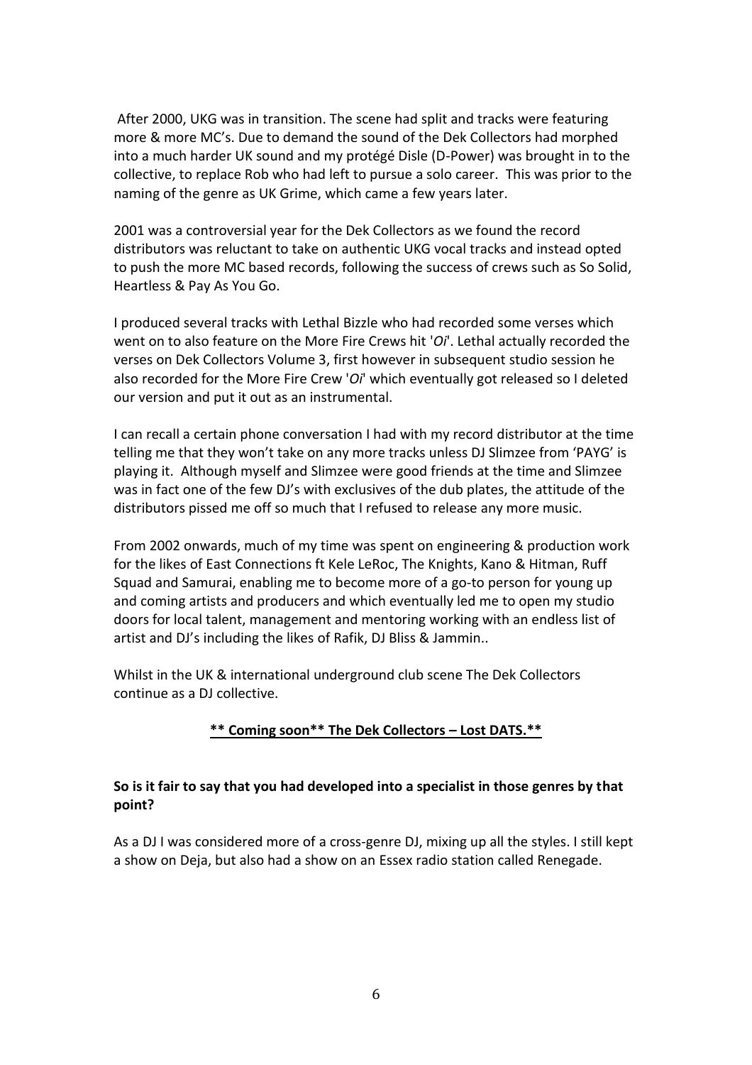After 2000, UKG was in transition. The scene had split and tracks were featuring more & more MC's. Due to demand the sound of the Dek Collectors had morphed into a much harder UK sound and my protégé Disle (D-Power) was brought in to the collective, to replace Rob who had left to pursue a solo career. This was prior to the naming of the genre as UK Grime, which came a few years later.

2001 was a controversial year for the Dek Collectors as we found the record distributors was reluctant to take on authentic UKG vocal tracks and instead opted to push the more MC based records, following the success of crews such as So Solid, Heartless & Pay As You Go.

I produced several tracks with Lethal Bizzle who had recorded some verses which went on to also feature on the More Fire Crews hit '*Oi*'. Lethal actually recorded the verses on Dek Collectors Volume 3, first however in subsequent studio session he also recorded for the More Fire Crew '*Oi*' which eventually got released so I deleted our version and put it out as an instrumental.

I can recall a certain phone conversation I had with my record distributor at the time telling me that they won't take on any more tracks unless DJ Slimzee from 'PAYG' is playing it. Although myself and Slimzee were good friends at the time and Slimzee was in fact one of the few DJ's with exclusives of the dub plates, the attitude of the distributors pissed me off so much that I refused to release any more music.

From 2002 onwards, much of my time was spent on engineering & production work for the likes of East Connections ft Kele LeRoc, The Knights, Kano & Hitman, Ruff Squad and Samurai, enabling me to become more of a go-to person for young up and coming artists and producers and which eventually led me to open my studio doors for local talent, management and mentoring working with an endless list of artist and DJ's including the likes of Rafik, DJ Bliss & Jammin..

Whilst in the UK & international underground club scene The Dek Collectors continue as a DJ collective.

**<u>** Coming soon** The Dek Collectors – Lost DATS.**</u>**

**So is it fair to say that you had developed into a specialist in those genres by that point?**

As a DJ I was considered more of a cross-genre DJ, mixing up all the styles. I still kept a show on Deja, but also had a show on an Essex radio station called Renegade.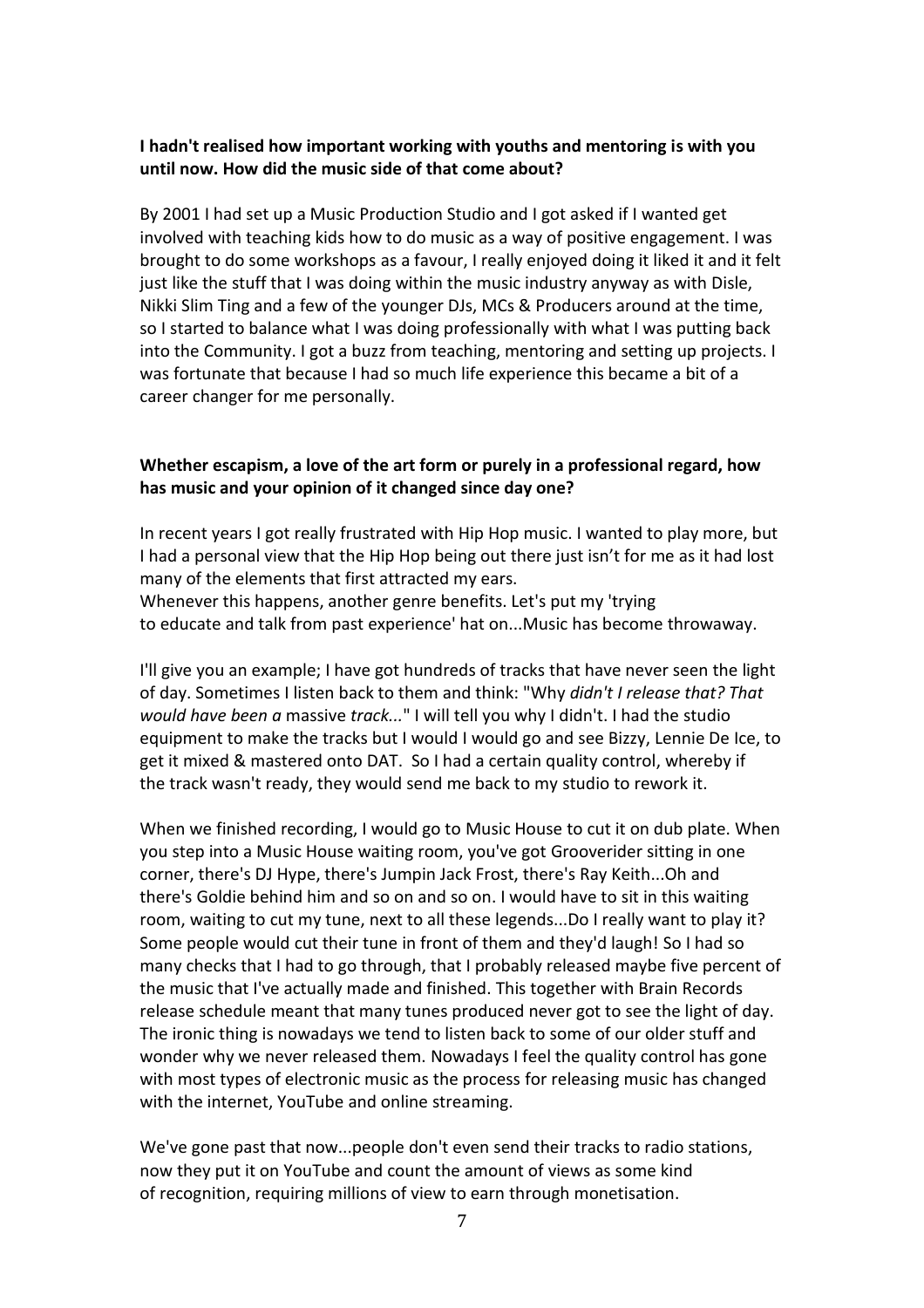**I hadn't realised how important working with youths and mentoring is with you until now. How did the music side of that come about?**

By 2001 I had set up a Music Production Studio and I got asked if I wanted get involved with teaching kids how to do music as a way of positive engagement. I was brought to do some workshops as a favour, I really enjoyed doing it liked it and it felt just like the stuff that I was doing within the music industry anyway as with Disle, Nikki Slim Ting and a few of the younger DJs, MCs & Producers around at the time, so I started to balance what I was doing professionally with what I was putting back into the Community. I got a buzz from teaching, mentoring and setting up projects. I was fortunate that because I had so much life experience this became a bit of a career changer for me personally.

**Whether escapism, a love of the art form or purely in a professional regard, how has music and your opinion of it changed since day one?**

In recent years I got really frustrated with Hip Hop music. I wanted to play more, but I had a personal view that the Hip Hop being out there just isn't for me as it had lost many of the elements that first attracted my ears.
Whenever this happens, another genre benefits. Let's put my 'trying to educate and talk from past experience' hat on...Music has become throwaway.

I'll give you an example; I have got hundreds of tracks that have never seen the light of day. Sometimes I listen back to them and think: "Why *didn't I release that? That would have been a* massive *track...*" I will tell you why I didn't. I had the studio equipment to make the tracks but I would I would go and see Bizzy, Lennie De Ice, to get it mixed & mastered onto DAT. So I had a certain quality control, whereby if the track wasn't ready, they would send me back to my studio to rework it.

When we finished recording, I would go to Music House to cut it on dub plate. When you step into a Music House waiting room, you've got Grooverider sitting in one corner, there's DJ Hype, there's Jumpin Jack Frost, there's Ray Keith...Oh and there's Goldie behind him and so on and so on. I would have to sit in this waiting room, waiting to cut my tune, next to all these legends...Do I really want to play it? Some people would cut their tune in front of them and they'd laugh! So I had so many checks that I had to go through, that I probably released maybe five percent of the music that I've actually made and finished. This together with Brain Records release schedule meant that many tunes produced never got to see the light of day. The ironic thing is nowadays we tend to listen back to some of our older stuff and wonder why we never released them. Nowadays I feel the quality control has gone with most types of electronic music as the process for releasing music has changed with the internet, YouTube and online streaming.

We've gone past that now...people don't even send their tracks to radio stations, now they put it on YouTube and count the amount of views as some kind of recognition, requiring millions of view to earn through monetisation.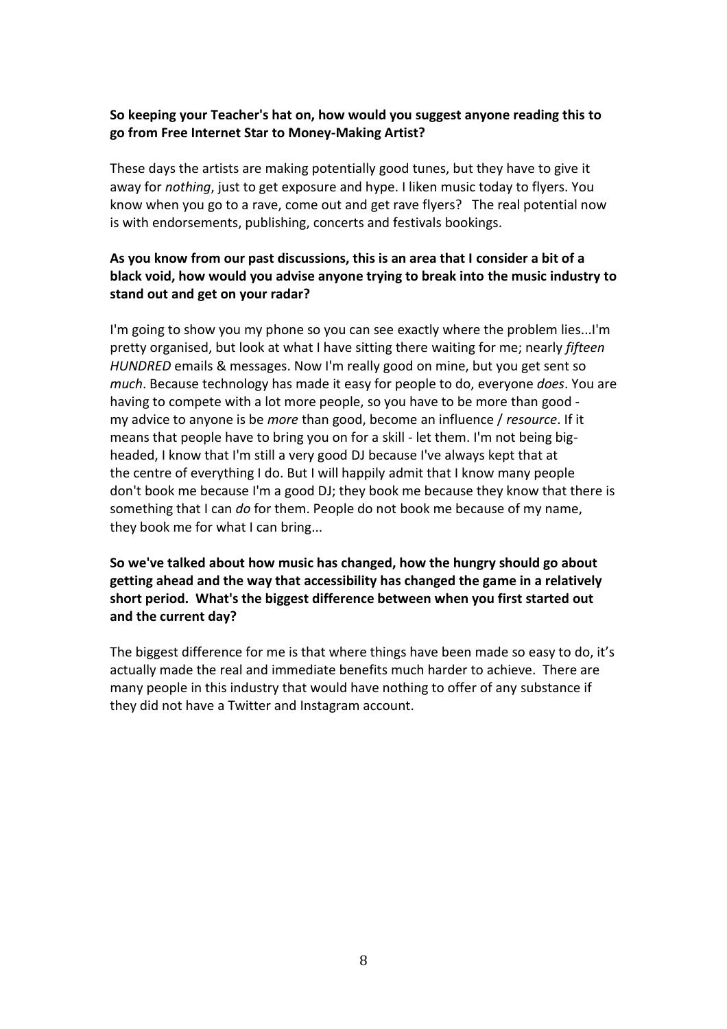**So keeping your Teacher's hat on, how would you suggest anyone reading this to go from Free Internet Star to Money-Making Artist?**

These days the artists are making potentially good tunes, but they have to give it away for *nothing*, just to get exposure and hype. I liken music today to flyers. You know when you go to a rave, come out and get rave flyers? The real potential now is with endorsements, publishing, concerts and festivals bookings.

**As you know from our past discussions, this is an area that I consider a bit of a black void, how would you advise anyone trying to break into the music industry to stand out and get on your radar?**

I'm going to show you my phone so you can see exactly where the problem lies...I'm pretty organised, but look at what I have sitting there waiting for me; nearly *fifteen HUNDRED* emails & messages. Now I'm really good on mine, but you get sent so *much*. Because technology has made it easy for people to do, everyone *does*. You are having to compete with a lot more people, so you have to be more than good - my advice to anyone is be *more* than good, become an influence / *resource*. If it means that people have to bring you on for a skill - let them. I'm not being big-headed, I know that I'm still a very good DJ because I've always kept that at the centre of everything I do. But I will happily admit that I know many people don't book me because I'm a good DJ; they book me because they know that there is something that I can *do* for them. People do not book me because of my name, they book me for what I can bring...

**So we've talked about how music has changed, how the hungry should go about getting ahead and the way that accessibility has changed the game in a relatively short period. What's the biggest difference between when you first started out and the current day?**

The biggest difference for me is that where things have been made so easy to do, it's actually made the real and immediate benefits much harder to achieve. There are many people in this industry that would have nothing to offer of any substance if they did not have a Twitter and Instagram account.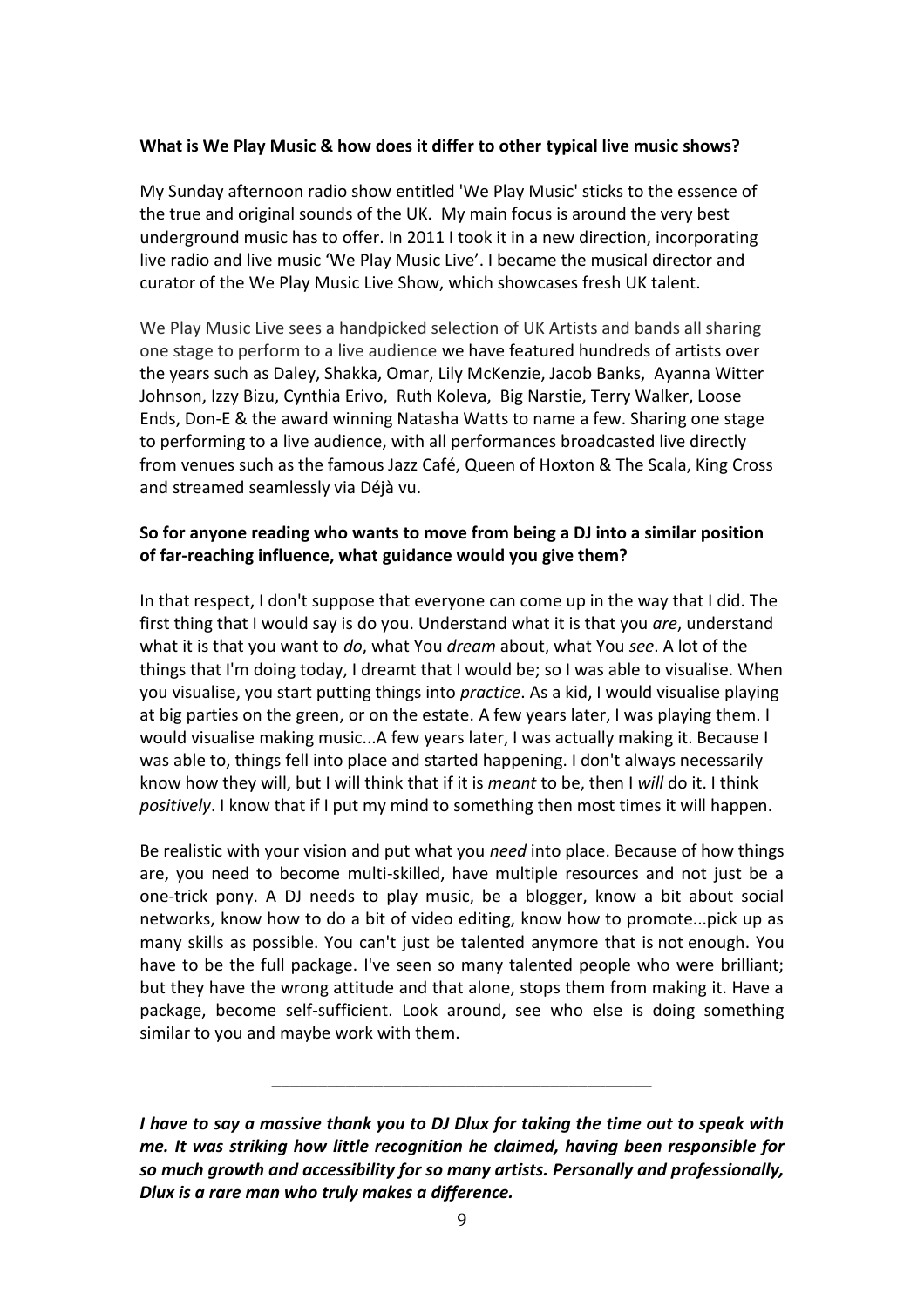**What is We Play Music & how does it differ to other typical live music shows?**

My Sunday afternoon radio show entitled 'We Play Music' sticks to the essence of the true and original sounds of the UK. My main focus is around the very best underground music has to offer. In 2011 I took it in a new direction, incorporating live radio and live music 'We Play Music Live'. I became the musical director and curator of the We Play Music Live Show, which showcases fresh UK talent.

We Play Music Live sees a handpicked selection of UK Artists and bands all sharing one stage to perform to a live audience we have featured hundreds of artists over the years such as Daley, Shakka, Omar, Lily McKenzie, Jacob Banks, Ayanna Witter Johnson, Izzy Bizu, Cynthia Erivo, Ruth Koleva, Big Narstie, Terry Walker, Loose Ends, Don-E & the award winning Natasha Watts to name a few. Sharing one stage to performing to a live audience, with all performances broadcasted live directly from venues such as the famous Jazz Café, Queen of Hoxton & The Scala, King Cross and streamed seamlessly via Déjà vu.

**So for anyone reading who wants to move from being a DJ into a similar position of far-reaching influence, what guidance would you give them?**

In that respect, I don't suppose that everyone can come up in the way that I did. The first thing that I would say is do you. Understand what it is that you *are*, understand what it is that you want to *do*, what You *dream* about, what You *see*. A lot of the things that I'm doing today, I dreamt that I would be; so I was able to visualise. When you visualise, you start putting things into *practice*. As a kid, I would visualise playing at big parties on the green, or on the estate. A few years later, I was playing them. I would visualise making music...A few years later, I was actually making it. Because I was able to, things fell into place and started happening. I don't always necessarily know how they will, but I will think that if it is *meant* to be, then I *will* do it. I think *positively*. I know that if I put my mind to something then most times it will happen.

Be realistic with your vision and put what you *need* into place. Because of how things are, you need to become multi-skilled, have multiple resources and not just be a one-trick pony. A DJ needs to play music, be a blogger, know a bit about social networks, know how to do a bit of video editing, know how to promote...pick up as many skills as possible. You can't just be talented anymore that is <u>not</u> enough. You have to be the full package. I've seen so many talented people who were brilliant; but they have the wrong attitude and that alone, stops them from making it. Have a package, become self-sufficient. Look around, see who else is doing something similar to you and maybe work with them.

---

***I have to say a massive thank you to DJ Dlux for taking the time out to speak with me. It was striking how little recognition he claimed, having been responsible for so much growth and accessibility for so many artists. Personally and professionally, Dlux is a rare man who truly makes a difference.***